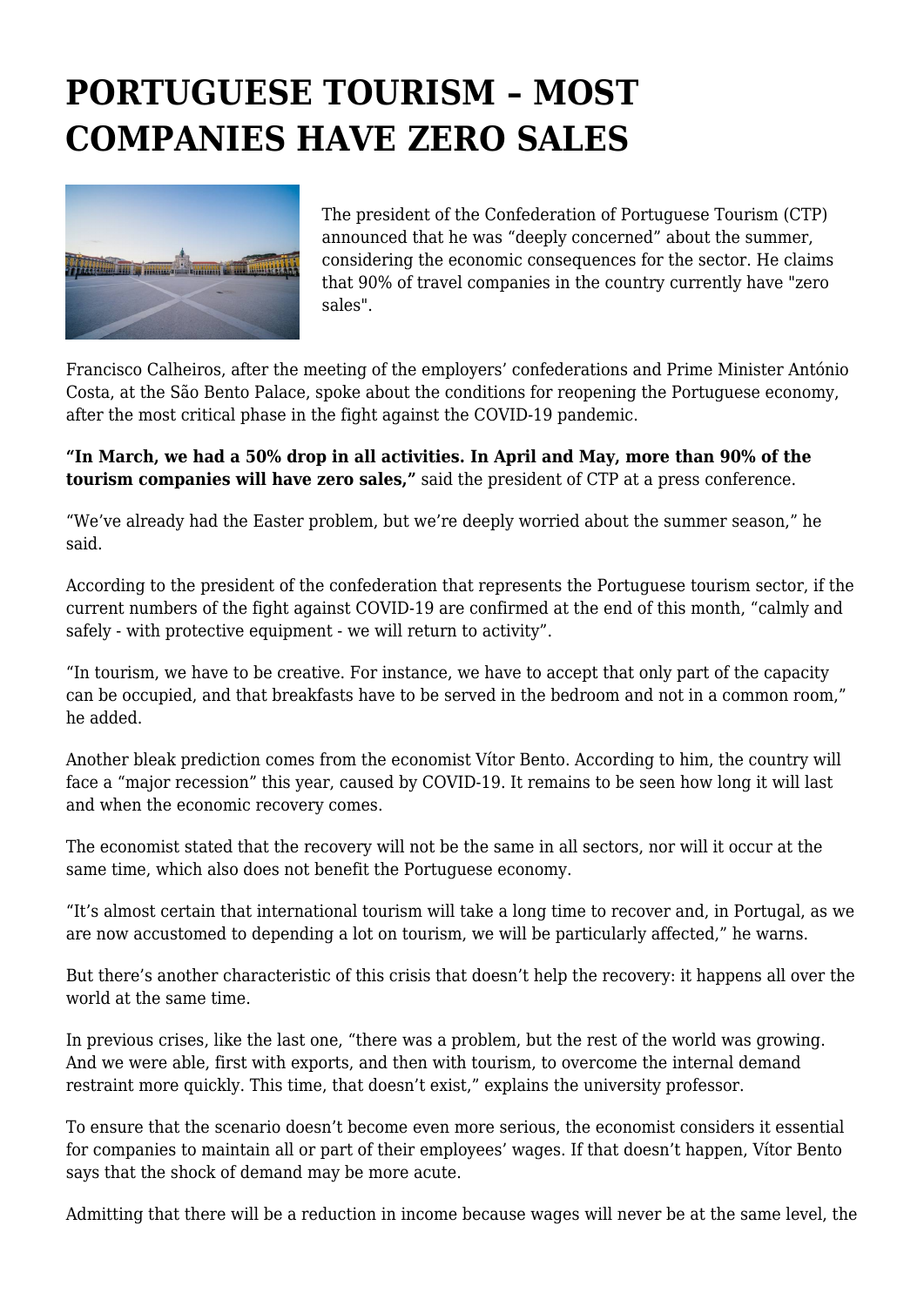# PORTUGUESE TOURISM – MOST COMPANIES HAVE ZERO SALES

The president of the Confederation of Portuguese Tourism (CTP) announced that he was "deeply concerned" about the summer, considering the economic consequences for the sector. He claims that 90% of travel companies in the country currently have "zero sales".

Francisco Calheiros, after the meeting of the employers' confederations and Prime Minister António Costa, at the São Bento Palace, spoke about the conditions for reopening the Portuguese economy, after the most critical phase in the fight against the COVID-19 pandemic.

**"In March, we had a 50% drop in all activities. In April and May, more than 90% of the tourism companies will have zero sales,"** said the president of CTP at a press conference.

"We've already had the Easter problem, but we're deeply worried about the summer season," he said.

According to the president of the confederation that represents the Portuguese tourism sector, if the current numbers of the fight against COVID-19 are confirmed at the end of this month, "calmly and safely - with protective equipment - we will return to activity".

"In tourism, we have to be creative. For instance, we have to accept that only part of the capacity can be occupied, and that breakfasts have to be served in the bedroom and not in a common room," he added.

Another bleak prediction comes from the economist Vítor Bento. According to him, the country will face a "major recession" this year, caused by COVID-19. It remains to be seen how long it will last and when the economic recovery comes.

The economist stated that the recovery will not be the same in all sectors, nor will it occur at the same time, which also does not benefit the Portuguese economy.

"It's almost certain that international tourism will take a long time to recover and, in Portugal, as we are now accustomed to depending a lot on tourism, we will be particularly affected," he warns.

But there's another characteristic of this crisis that doesn't help the recovery: it happens all over the world at the same time.

In previous crises, like the last one, "there was a problem, but the rest of the world was growing. And we were able, first with exports, and then with tourism, to overcome the internal demand restraint more quickly. This time, that doesn't exist," explains the university professor.

To ensure that the scenario doesn't become even more serious, the economist considers it essential for companies to maintain all or part of their employees' wages. If that doesn't happen, Vítor Bento says that the shock of demand may be more acute.

Admitting that there will be a reduction in income because wages will never be at the same level, the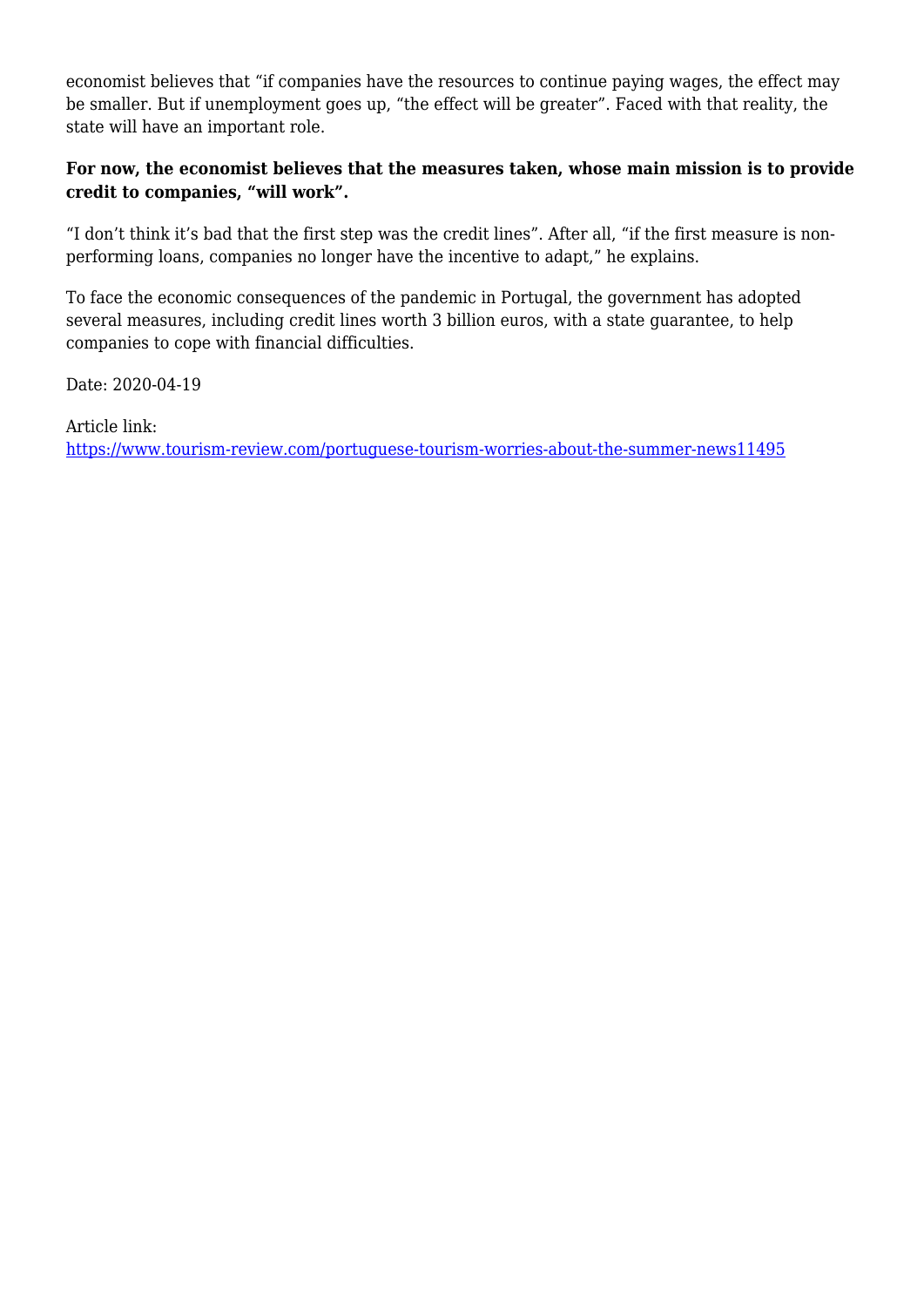economist believes that “if companies have the resources to continue paying wages, the effect may be smaller. But if unemployment goes up, “the effect will be greater”. Faced with that reality, the state will have an important role.

**For now, the economist believes that the measures taken, whose main mission is to provide credit to companies, “will work”.**

“I don’t think it’s bad that the first step was the credit lines”. After all, “if the first measure is non-performing loans, companies no longer have the incentive to adapt,” he explains.

To face the economic consequences of the pandemic in Portugal, the government has adopted several measures, including credit lines worth 3 billion euros, with a state guarantee, to help companies to cope with financial difficulties.

Date: 2020-04-19

Article link:
https://www.tourism-review.com/portuguese-tourism-worries-about-the-summer-news11495